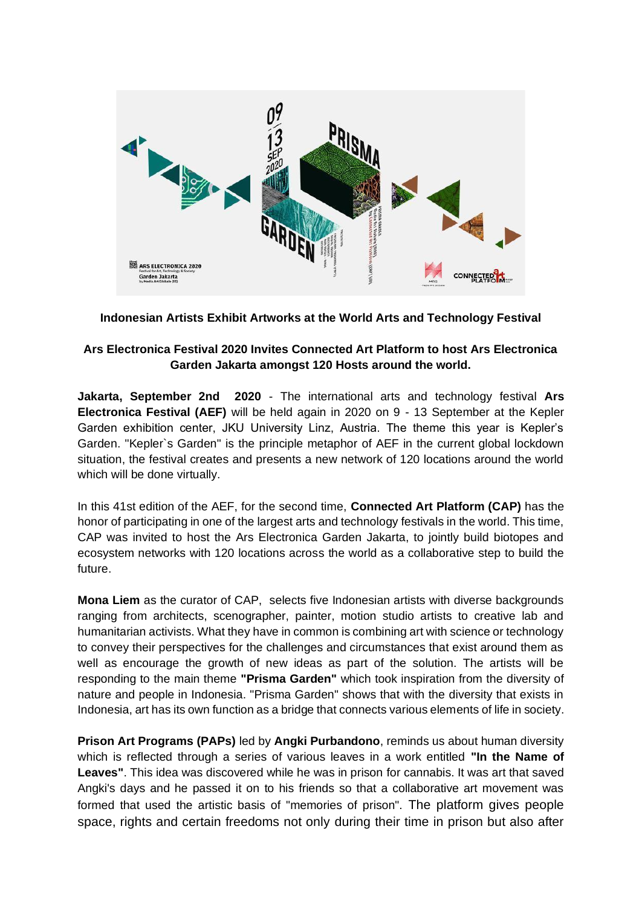**Indonesian Artists Exhibit Artworks at the World Arts and Technology Festival**

**Ars Electronica Festival 2020 Invites Connected Art Platform to host Ars Electronica Garden Jakarta amongst 120 Hosts around the world.**

**Jakarta, September 2nd 2020** - The international arts and technology festival **Ars Electronica Festival (AEF)** will be held again in 2020 on 9 - 13 September at the Kepler Garden exhibition center, JKU University Linz, Austria. The theme this year is Kepler's Garden. "Kepler`s Garden" is the principle metaphor of AEF in the current global lockdown situation, the festival creates and presents a new network of 120 locations around the world which will be done virtually.

In this 41st edition of the AEF, for the second time, **Connected Art Platform (CAP)** has the honor of participating in one of the largest arts and technology festivals in the world. This time, CAP was invited to host the Ars Electronica Garden Jakarta, to jointly build biotopes and ecosystem networks with 120 locations across the world as a collaborative step to build the future.

**Mona Liem** as the curator of CAP, selects five Indonesian artists with diverse backgrounds ranging from architects, scenographer, painter, motion studio artists to creative lab and humanitarian activists. What they have in common is combining art with science or technology to convey their perspectives for the challenges and circumstances that exist around them as well as encourage the growth of new ideas as part of the solution. The artists will be responding to the main theme **"Prisma Garden"** which took inspiration from the diversity of nature and people in Indonesia. "Prisma Garden" shows that with the diversity that exists in Indonesia, art has its own function as a bridge that connects various elements of life in society.

**Prison Art Programs (PAPs)** led by **Angki Purbandono**, reminds us about human diversity which is reflected through a series of various leaves in a work entitled **"In the Name of Leaves"**. This idea was discovered while he was in prison for cannabis. It was art that saved Angki's days and he passed it on to his friends so that a collaborative art movement was formed that used the artistic basis of "memories of prison". The platform gives people space, rights and certain freedoms not only during their time in prison but also after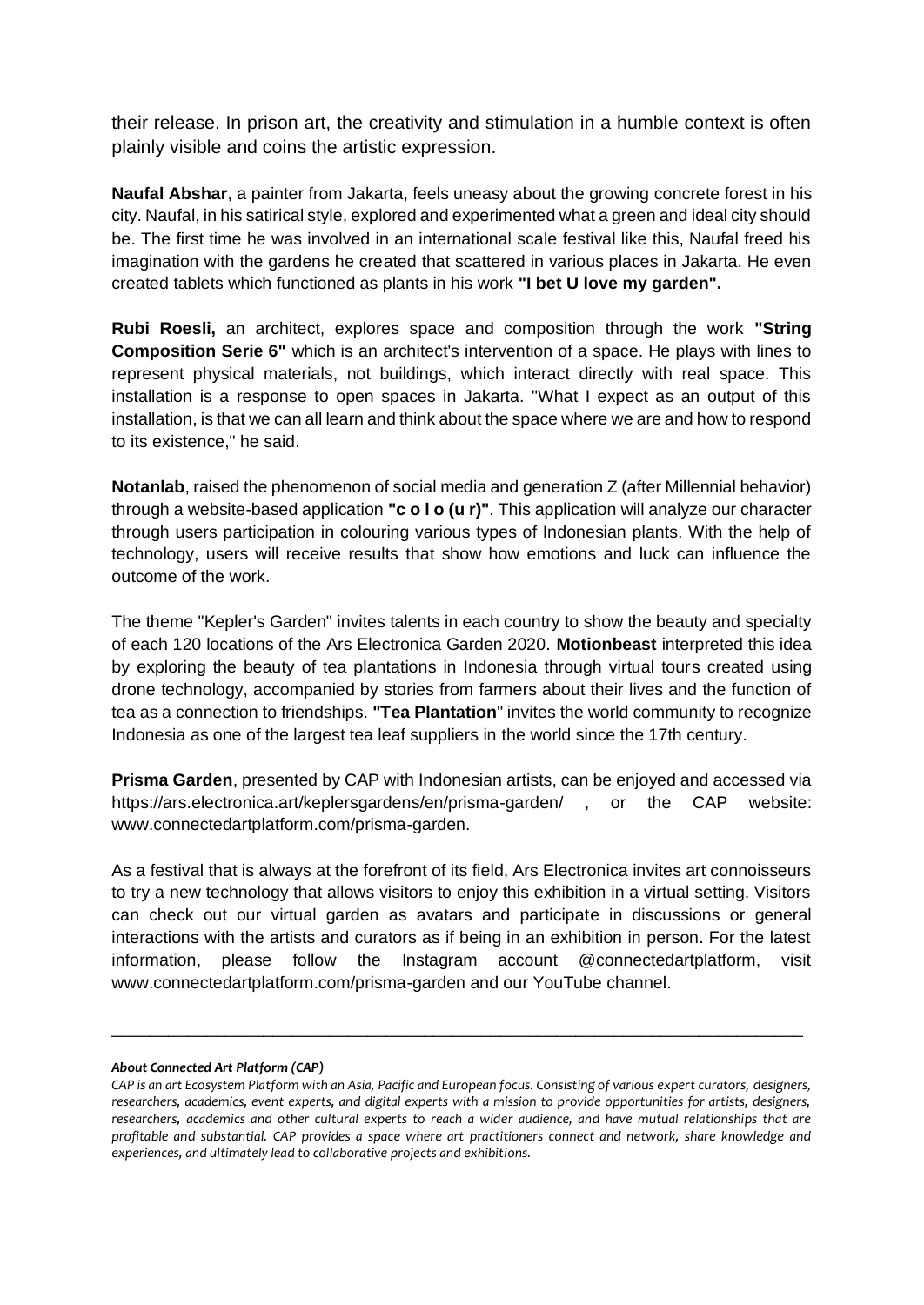their release. In prison art, the creativity and stimulation in a humble context is often plainly visible and coins the artistic expression.

**Naufal Abshar**, a painter from Jakarta, feels uneasy about the growing concrete forest in his city. Naufal, in his satirical style, explored and experimented what a green and ideal city should be. The first time he was involved in an international scale festival like this, Naufal freed his imagination with the gardens he created that scattered in various places in Jakarta. He even created tablets which functioned as plants in his work **"I bet U love my garden".**

**Rubi Roesli,** an architect, explores space and composition through the work **"String Composition Serie 6"** which is an architect's intervention of a space. He plays with lines to represent physical materials, not buildings, which interact directly with real space. This installation is a response to open spaces in Jakarta. "What I expect as an output of this installation, is that we can all learn and think about the space where we are and how to respond to its existence," he said.

**Notanlab**, raised the phenomenon of social media and generation Z (after Millennial behavior) through a website-based application **"c o l o (u r)"**. This application will analyze our character through users participation in colouring various types of Indonesian plants. With the help of technology, users will receive results that show how emotions and luck can influence the outcome of the work.

The theme "Kepler's Garden" invites talents in each country to show the beauty and specialty of each 120 locations of the Ars Electronica Garden 2020. **Motionbeast** interpreted this idea by exploring the beauty of tea plantations in Indonesia through virtual tours created using drone technology, accompanied by stories from farmers about their lives and the function of tea as a connection to friendships. **"Tea Plantation"** invites the world community to recognize Indonesia as one of the largest tea leaf suppliers in the world since the 17th century.

**Prisma Garden**, presented by CAP with Indonesian artists, can be enjoyed and accessed via https://ars.electronica.art/keplersgardens/en/prisma-garden/ , or the CAP website: www.connectedartplatform.com/prisma-garden.

As a festival that is always at the forefront of its field, Ars Electronica invites art connoisseurs to try a new technology that allows visitors to enjoy this exhibition in a virtual setting. Visitors can check out our virtual garden as avatars and participate in discussions or general interactions with the artists and curators as if being in an exhibition in person. For the latest information, please follow the Instagram account @connectedartplatform, visit www.connectedartplatform.com/prisma-garden and our YouTube channel.

---

***About Connected Art Platform (CAP)***

*CAP is an art Ecosystem Platform with an Asia, Pacific and European focus. Consisting of various expert curators, designers, researchers, academics, event experts, and digital experts with a mission to provide opportunities for artists, designers, researchers, academics and other cultural experts to reach a wider audience, and have mutual relationships that are profitable and substantial. CAP provides a space where art practitioners connect and network, share knowledge and experiences, and ultimately lead to collaborative projects and exhibitions.*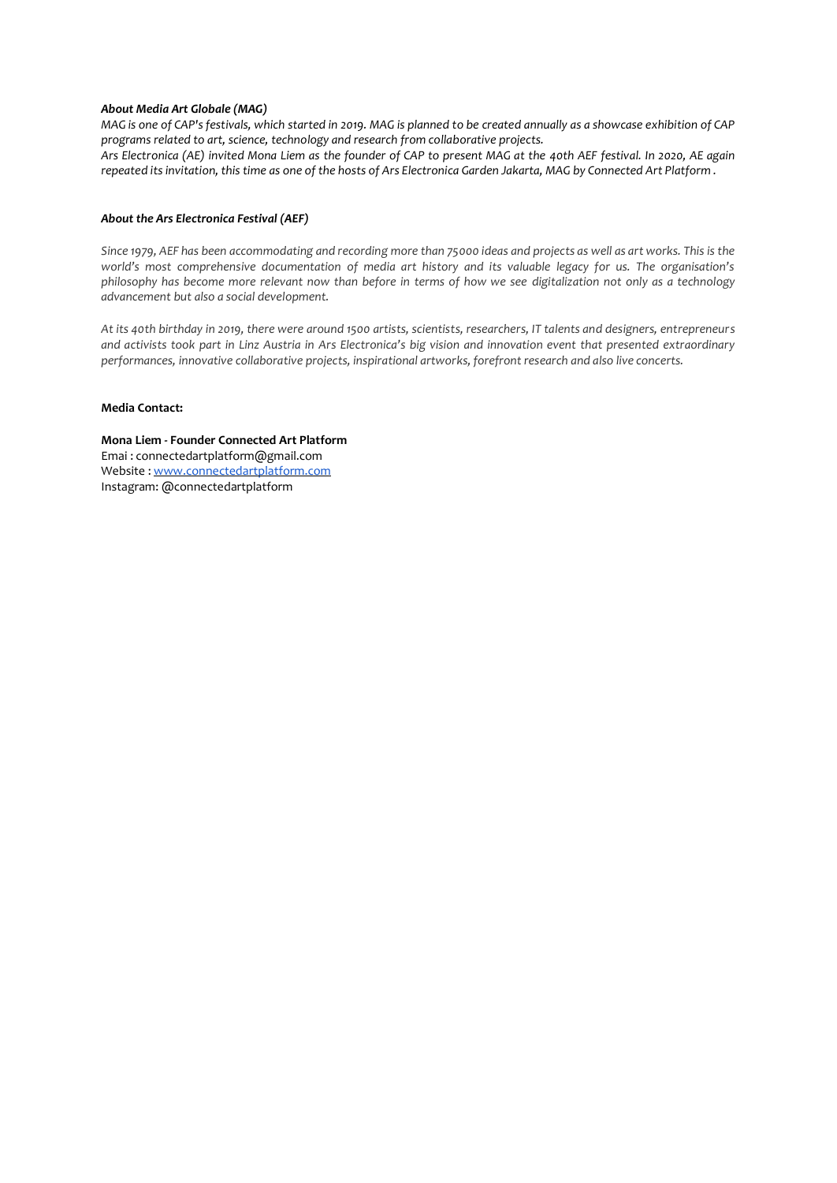***About Media Art Globale (MAG)***

*MAG is one of CAP's festivals, which started in 2019. MAG is planned to be created annually as a showcase exhibition of CAP programs related to art, science, technology and research from collaborative projects.*
*Ars Electronica (AE) invited Mona Liem as the founder of CAP to present MAG at the 40th AEF festival. In 2020, AE again repeated its invitation, this time as one of the hosts of Ars Electronica Garden Jakarta, MAG by Connected Art Platform .*

***About the Ars Electronica Festival (AEF)***

*Since 1979, AEF has been accommodating and recording more than 75000 ideas and projects as well as art works. This is the world's most comprehensive documentation of media art history and its valuable legacy for us. The organisation's philosophy has become more relevant now than before in terms of how we see digitalization not only as a technology advancement but also a social development.*

*At its 40th birthday in 2019, there were around 1500 artists, scientists, researchers, IT talents and designers, entrepreneurs and activists took part in Linz Austria in Ars Electronica's big vision and innovation event that presented extraordinary performances, innovative collaborative projects, inspirational artworks, forefront research and also live concerts.*

**Media Contact:**

**Mona Liem - Founder Connected Art Platform**
Emai : connectedartplatform@gmail.com
Website : [www.connectedartplatform.com](www.connectedartplatform.com)
Instagram: @connectedartplatform